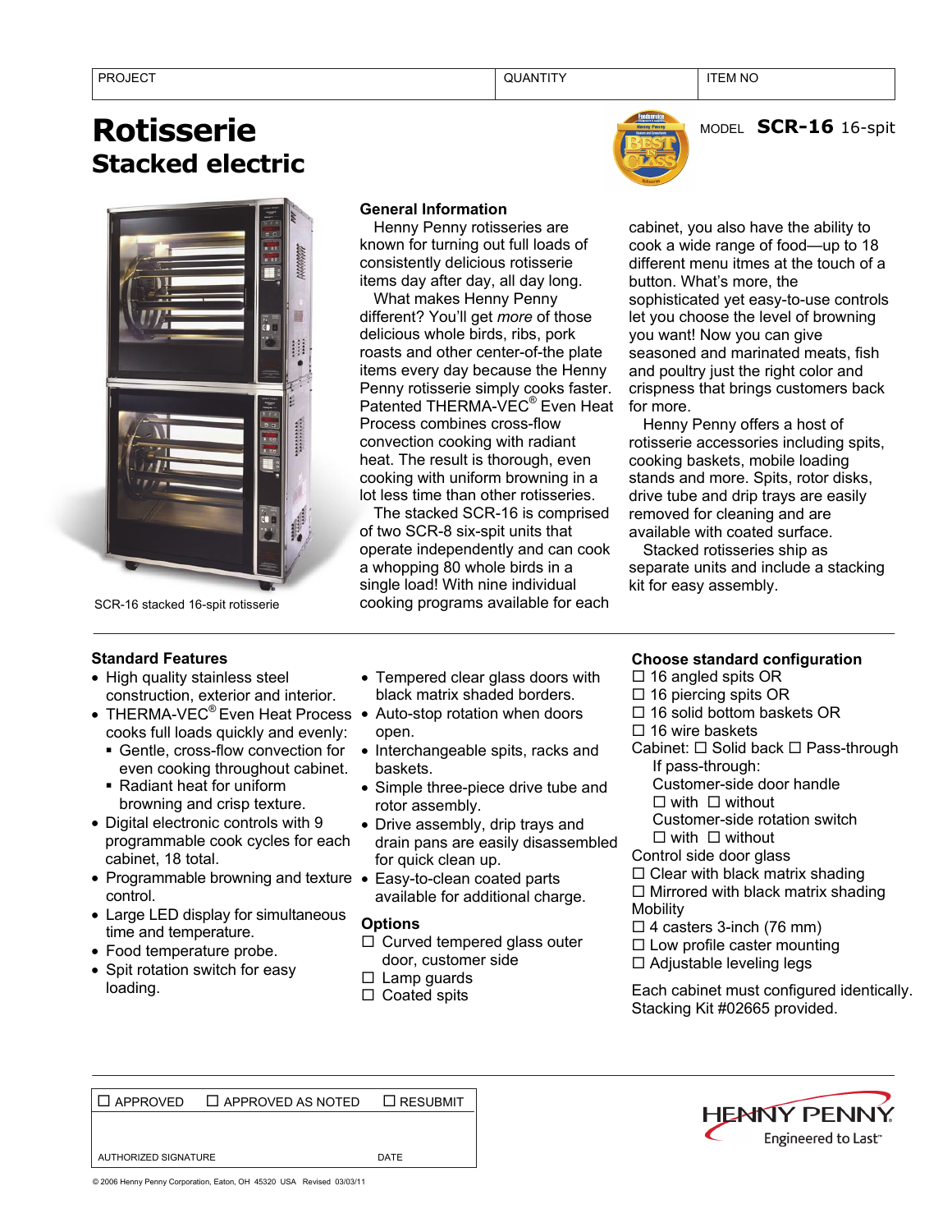| PROJECT | QUANTITY | ITEM NO |
|---|---|---|
| | | |

# Rotisserie
## Stacked electric

MODEL **SCR-16** 16-spit

SCR-16 stacked 16-spit rotisserie

### General Information

Henny Penny rotisseries are known for turning out full loads of consistently delicious rotisserie items day after day, all day long.

What makes Henny Penny different? You'll get *more* of those delicious whole birds, ribs, pork roasts and other center-of-the plate items every day because the Henny Penny rotisserie simply cooks faster. Patented THERMA-VEC® Even Heat Process combines cross-flow convection cooking with radiant heat. The result is thorough, even cooking with uniform browning in a lot less time than other rotisseries.

The stacked SCR-16 is comprised of two SCR-8 six-spit units that operate independently and can cook a whopping 80 whole birds in a single load! With nine individual cooking programs available for each cabinet, you also have the ability to cook a wide range of food—up to 18 different menu itmes at the touch of a button. What's more, the sophisticated yet easy-to-use controls let you choose the level of browning you want! Now you can give seasoned and marinated meats, fish and poultry just the right color and crispness that brings customers back for more.

Henny Penny offers a host of rotisserie accessories including spits, cooking baskets, mobile loading stands and more. Spits, rotor disks, drive tube and drip trays are easily removed for cleaning and are available with coated surface.

Stacked rotisseries ship as separate units and include a stacking kit for easy assembly.

### Standard Features

- High quality stainless steel construction, exterior and interior.
- THERMA-VEC® Even Heat Process cooks full loads quickly and evenly:
  - Gentle, cross-flow convection for even cooking throughout cabinet.
  - Radiant heat for uniform browning and crisp texture.
- Digital electronic controls with 9 programmable cook cycles for each cabinet, 18 total.
- Programmable browning and texture control.
- Large LED display for simultaneous time and temperature.
- Food temperature probe.
- Spit rotation switch for easy loading.
- Tempered clear glass doors with black matrix shaded borders.
- Auto-stop rotation when doors open.
- Interchangeable spits, racks and baskets.
- Simple three-piece drive tube and rotor assembly.
- Drive assembly, drip trays and drain pans are easily disassembled for quick clean up.
- Easy-to-clean coated parts available for additional charge.

### Options

☐ Curved tempered glass outer door, customer side
☐ Lamp guards
☐ Coated spits

### Choose standard configuration

☐ 16 angled spits OR
☐ 16 piercing spits OR
☐ 16 solid bottom baskets OR
☐ 16 wire baskets

Cabinet: ☐ Solid back ☐ Pass-through
If pass-through:
Customer-side door handle
☐ with ☐ without
Customer-side rotation switch
☐ with ☐ without

Control side door glass
☐ Clear with black matrix shading
☐ Mirrored with black matrix shading

Mobility
☐ 4 casters 3-inch (76 mm)
☐ Low profile caster mounting
☐ Adjustable leveling legs

Each cabinet must configured identically.
Stacking Kit #02665 provided.

| ☐ APPROVED | ☐ APPROVED AS NOTED | ☐ RESUBMIT |
|---|---|---|
| AUTHORIZED SIGNATURE | | DATE |

HENNY PENNY Engineered to Last™

© 2006 Henny Penny Corporation, Eaton, OH 45320 USA Revised 03/03/11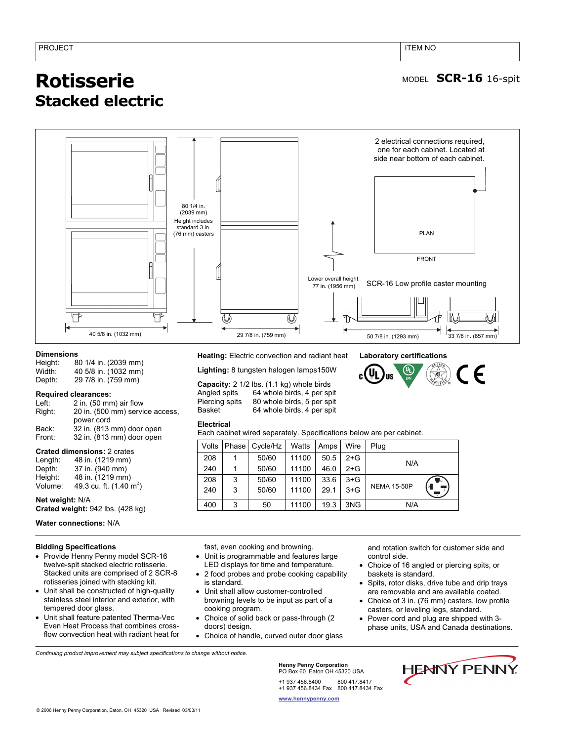| PROJECT | ITEM NO |
|---|---|

# Rotisserie
## Stacked electric

MODEL **SCR-16** 16-spit

2 electrical connections required, one for each cabinet. Located at side near bottom of each cabinet.

80 1/4 in.
(2039 mm)
Height includes standard 3 in. (76 mm) casters

PLAN

FRONT

Lower overall height:
77 in. (1956 mm)

SCR-16 Low profile caster mounting

40 5/8 in. (1032 mm)

29 7/8 in. (759 mm)

50 7/8 in. (1293 mm)

33 7/8 in. (857 mm)

**Dimensions**
Height: 80 1/4 in. (2039 mm)
Width: 40 5/8 in. (1032 mm)
Depth: 29 7/8 in. (759 mm)

**Required clearances:**
Left: 2 in. (50 mm) air flow
Right: 20 in. (500 mm) service access, power cord
Back: 32 in. (813 mm) door open
Front: 32 in. (813 mm) door open

**Crated dimensions:** 2 crates
Length: 48 in. (1219 mm)
Depth: 37 in. (940 mm)
Height: 48 in. (1219 mm)
Volume: 49.3 cu. ft. (1.40 m$^3$)

**Net weight:** N/A
**Crated weight:** 942 lbs. (428 kg)

**Water connections:** N/A

**Heating:** Electric convection and radiant heat

**Lighting:** 8 tungsten halogen lamps150W

**Capacity:** 2 1/2 lbs. (1.1 kg) whole birds
Angled spits 64 whole birds, 4 per spit
Piercing spits 80 whole birds, 5 per spit
Basket 64 whole birds, 4 per spit

**Laboratory certifications**

**Electrical**
Each cabinet wired separately. Specifications below are per cabinet.

| Volts | Phase | Cycle/Hz | Watts | Amps | Wire | Plug |
|---|---|---|---|---|---|---|
| 208 | 1 | 50/60 | 11100 | 50.5 | 2+G | N/A |
| 240 | 1 | 50/60 | 11100 | 46.0 | 2+G | N/A |
| 208 | 3 | 50/60 | 11100 | 33.6 | 3+G | NEMA 15-50P |
| 240 | 3 | 50/60 | 11100 | 29.1 | 3+G | NEMA 15-50P |
| 400 | 3 | 50 | 11100 | 19.3 | 3NG | N/A |

**Bidding Specifications**

- Provide Henny Penny model SCR-16 twelve-spit stacked electric rotisserie. Stacked units are comprised of 2 SCR-8 rotisseries joined with stacking kit.
- Unit shall be constructed of high-quality stainless steel interior and exterior, with tempered door glass.
- Unit shall feature patented Therma-Vec Even Heat Process that combines cross-flow convection heat with radiant heat for fast, even cooking and browning.
- Unit is programmable and features large LED displays for time and temperature.
- 2 food probes and probe cooking capability is standard.
- Unit shall allow customer-controlled browning levels to be input as part of a cooking program.
- Choice of solid back or pass-through (2 doors) design.
- Choice of handle, curved outer door glass and rotation switch for customer side and control side.
- Choice of 16 angled or piercing spits, or baskets is standard.
- Spits, rotor disks, drive tube and drip trays are removable and are available coated.
- Choice of 3 in. (76 mm) casters, low profile casters, or leveling legs, standard.
- Power cord and plug are shipped with 3-phase units, USA and Canada destinations.

*Continuing product improvement may subject specifications to change without notice.*

**Henny Penny Corporation**
PO Box 60 Eaton OH 45320 USA

+1 937 456.8400 800 417.8417
+1 937 456.8434 Fax 800 417.8434 Fax

www.hennypenny.com

© 2006 Henny Penny Corporation, Eaton, OH 45320 USA Revised 03/03/11